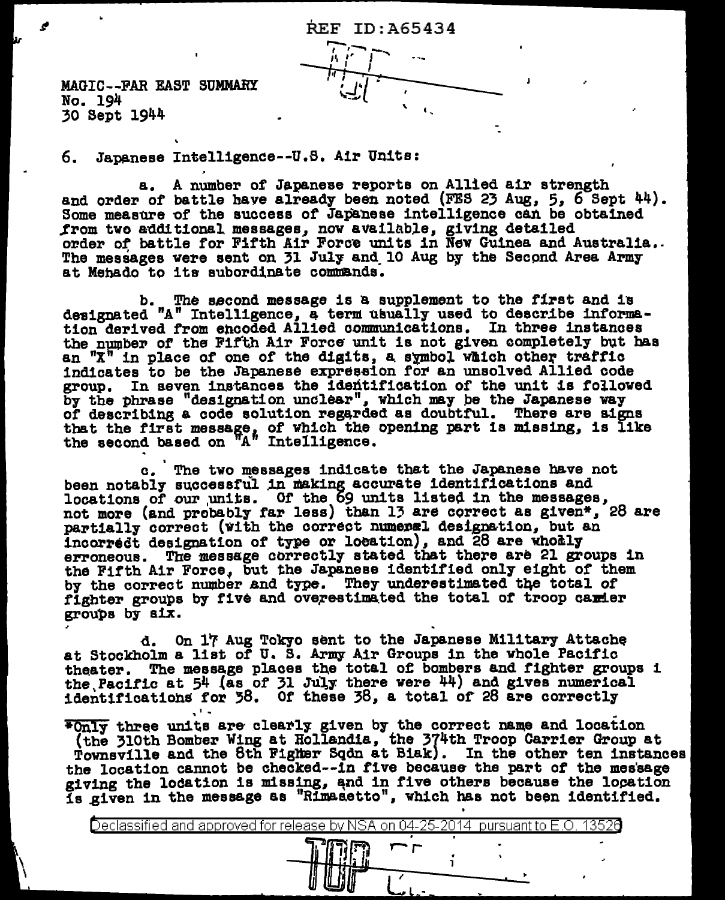REF ID:A65434

MAGIC--FAR EAST SUMMARY
No. 194
30 Sept 1944

6. Japanese Intelligence--U.S. Air Units:

a. A number of Japanese reports on Allied air strength and order of battle have already been noted (FES 23 Aug, 5, 6 Sept 44). Some measure of the success of Japanese intelligence can be obtained from two additional messages, now available, giving detailed order of battle for Fifth Air Force units in New Guinea and Australia. The messages were sent on 31 July and 10 Aug by the Second Area Army at Menado to its subordinate commands.

b. The second message is a supplement to the first and is designated "A" Intelligence, a term usually used to describe information derived from encoded Allied communications. In three instances the number of the Fifth Air Force unit is not given completely but has an "X" in place of one of the digits, a symbol which other traffic indicates to be the Japanese expression for an unsolved Allied code group. In seven instances the identification of the unit is followed by the phrase "designation unclear", which may be the Japanese way of describing a code solution regarded as doubtful. There are signs that the first message, of which the opening part is missing, is like the second based on "A" Intelligence.

c. The two messages indicate that the Japanese have not been notably successful in making accurate identifications and locations of our units. Of the 69 units listed in the messages, not more (and probably far less) than 13 are correct as given*, 28 are partially correct (with the correct numeral designation, but an incorrect designation of type or location), and 28 are wholly erroneous. The message correctly stated that there are 21 groups in the Fifth Air Force, but the Japanese identified only eight of them by the correct number and type. They underestimated the total of fighter groups by five and overestimated the total of troop carrier groups by six.

d. On 17 Aug Tokyo sent to the Japanese Military Attache at Stockholm a list of U. S. Army Air Groups in the whole Pacific theater. The message places the total of bombers and fighter groups i the Pacific at 54 (as of 31 July there were 44) and gives numerical identifications for 38. Of these 38, a total of 28 are correctly

*Only three units are clearly given by the correct name and location (the 310th Bomber Wing at Hollandia, the 374th Troop Carrier Group at Townsville and the 8th Fighter Sqdn at Biak). In the other ten instances the location cannot be checked--in five because the part of the message giving the location is missing, and in five others because the location is given in the message as "Rimasetto", which has not been identified.

Declassified and approved for release by NSA on 04-25-2014 pursuant to E.O. 13526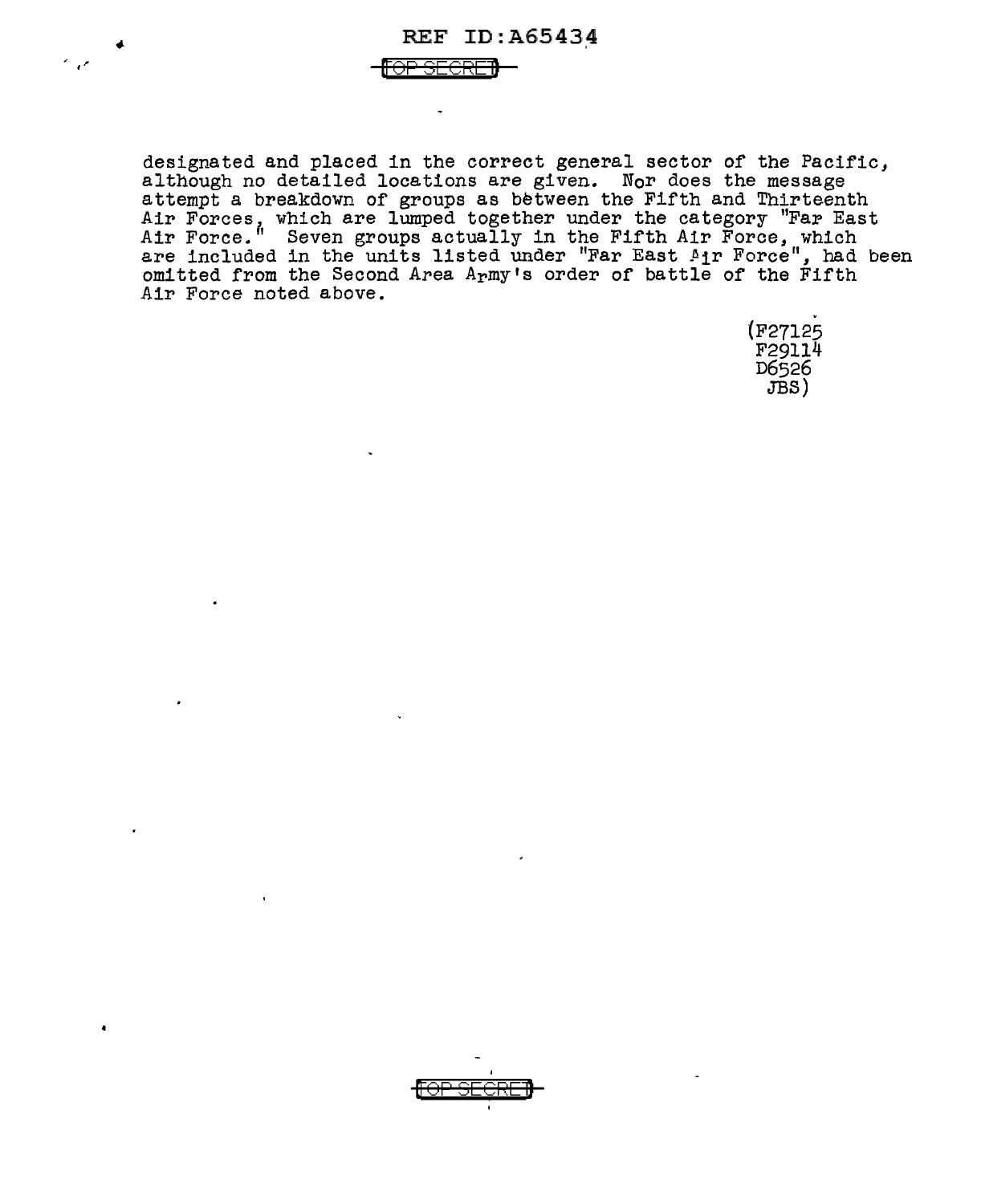designated and placed in the correct general sector of the Pacific, although no detailed locations are given. Nor does the message attempt a breakdown of groups as between the Fifth and Thirteenth Air Forces, which are lumped together under the category "Far East Air Force." Seven groups actually in the Fifth Air Force, which are included in the units listed under "Far East Air Force", had been omitted from the Second Area Army's order of battle of the Fifth Air Force noted above.

(F27125
F29114
D6526
JBS)